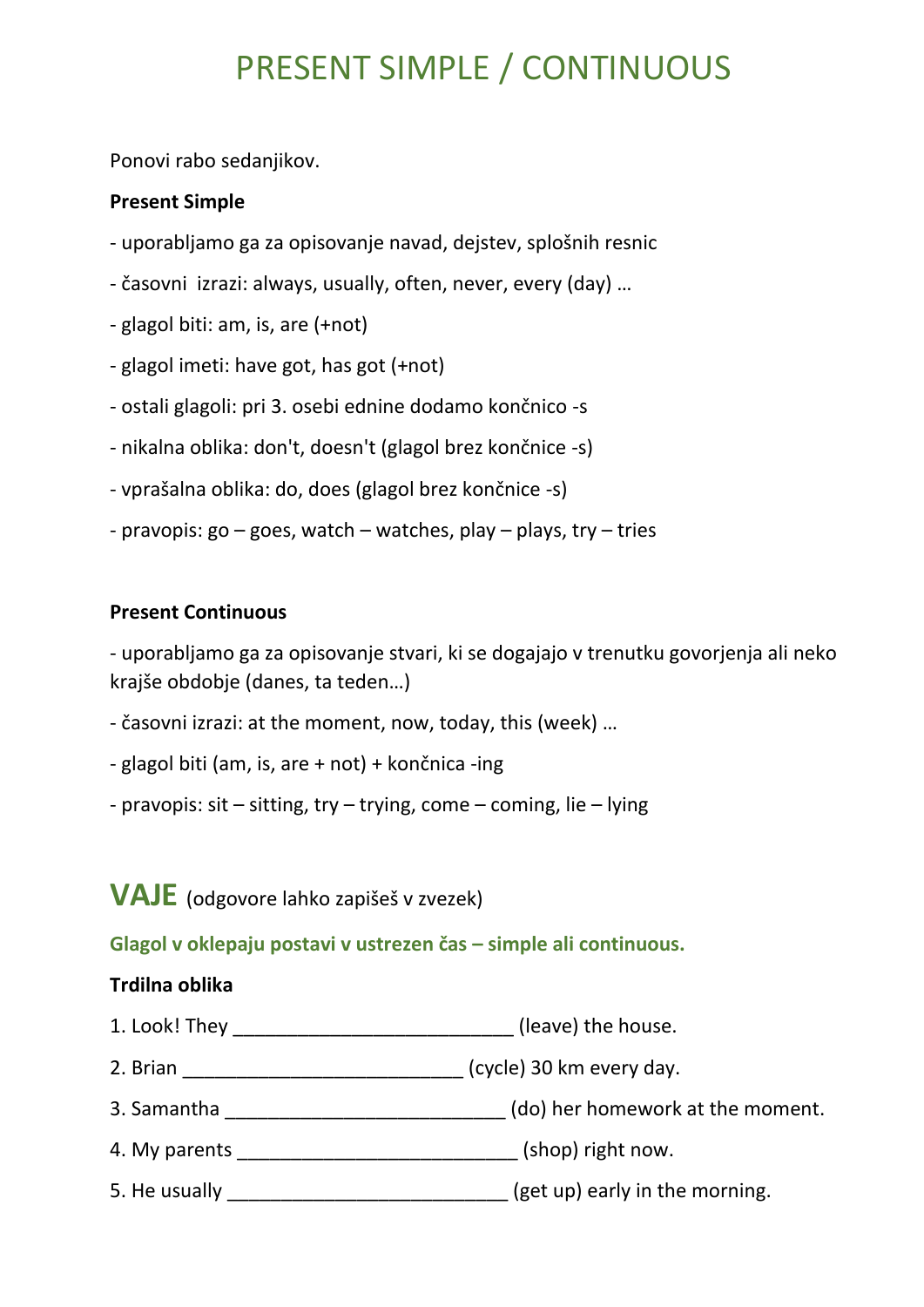# PRESENT SIMPLE / CONTINUOUS

Ponovi rabo sedanjikov.

**Present Simple**

- uporabljamo ga za opisovanje navad, dejstev, splošnih resnic
- časovni izrazi: always, usually, often, never, every (day) …
- glagol biti: am, is, are (+not)
- glagol imeti: have got, has got (+not)
- ostali glagoli: pri 3. osebi ednine dodamo končnico -s
- nikalna oblika: don't, doesn't (glagol brez končnice -s)
- vprašalna oblika: do, does (glagol brez končnice -s)
- pravopis: go – goes, watch – watches, play – plays, try – tries

**Present Continuous**

- uporabljamo ga za opisovanje stvari, ki se dogajajo v trenutku govorjenja ali neko krajše obdobje (danes, ta teden…)
- časovni izrazi: at the moment, now, today, this (week) …
- glagol biti (am, is, are + not) + končnica -ing
- pravopis: sit – sitting, try – trying, come – coming, lie – lying

## VAJE (odgovore lahko zapišeš v zvezek)

### Glagol v oklepaju postavi v ustrezen čas – simple ali continuous.

**Trdilna oblika**

1. Look! They __________________________ (leave) the house.
2. Brian __________________________ (cycle) 30 km every day.
3. Samantha __________________________ (do) her homework at the moment.
4. My parents __________________________ (shop) right now.
5. He usually __________________________ (get up) early in the morning.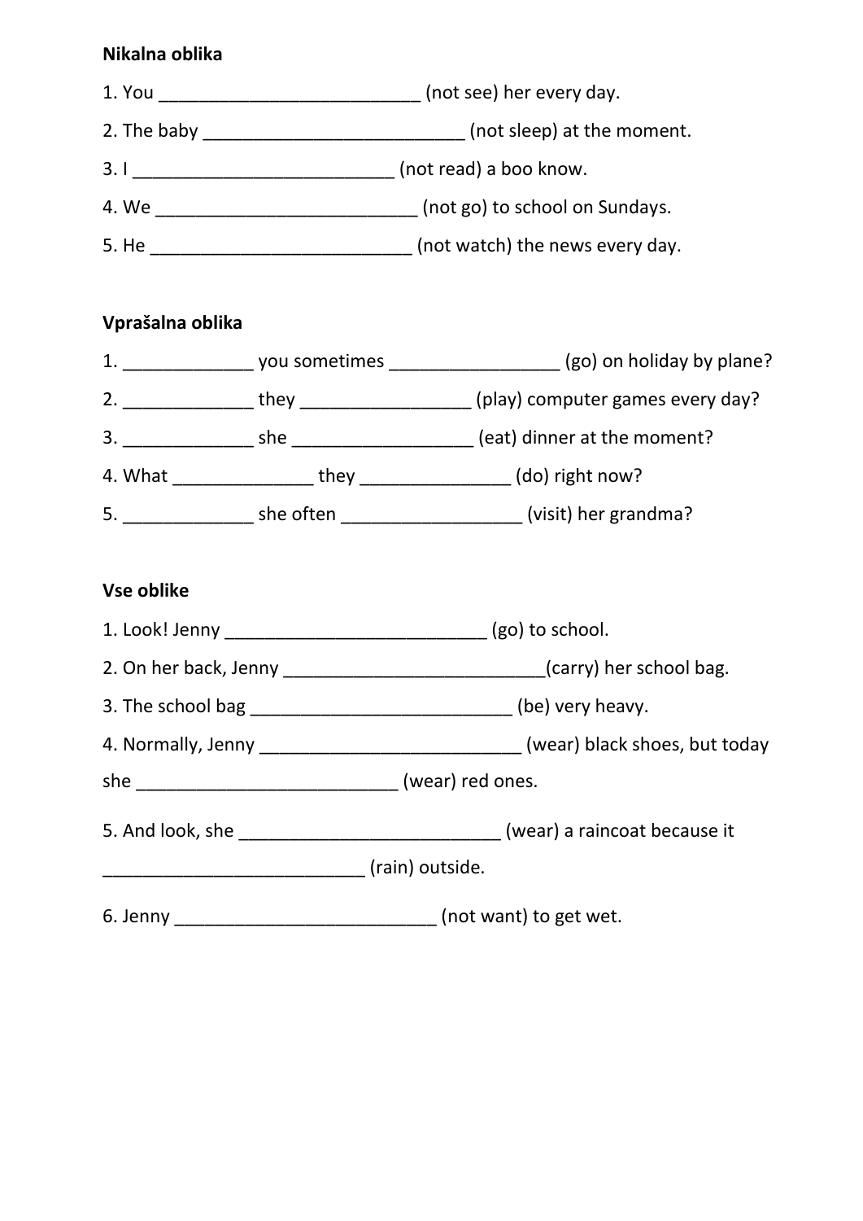**Nikalna oblika**

1. You __________________________ (not see) her every day.

2. The baby __________________________ (not sleep) at the moment.

3. I __________________________ (not read) a boo know.

4. We __________________________ (not go) to school on Sundays.

5. He __________________________ (not watch) the news every day.

**Vprašalna oblika**

1. _____________ you sometimes _________________ (go) on holiday by plane?

2. _____________ they _________________ (play) computer games every day?

3. _____________ she __________________ (eat) dinner at the moment?

4. What ______________ they _______________ (do) right now?

5. _____________ she often __________________ (visit) her grandma?

**Vse oblike**

1. Look! Jenny __________________________ (go) to school.

2. On her back, Jenny __________________________(carry) her school bag.

3. The school bag __________________________ (be) very heavy.

4. Normally, Jenny __________________________ (wear) black shoes, but today she __________________________ (wear) red ones.

5. And look, she __________________________ (wear) a raincoat because it __________________________ (rain) outside.

6. Jenny __________________________ (not want) to get wet.